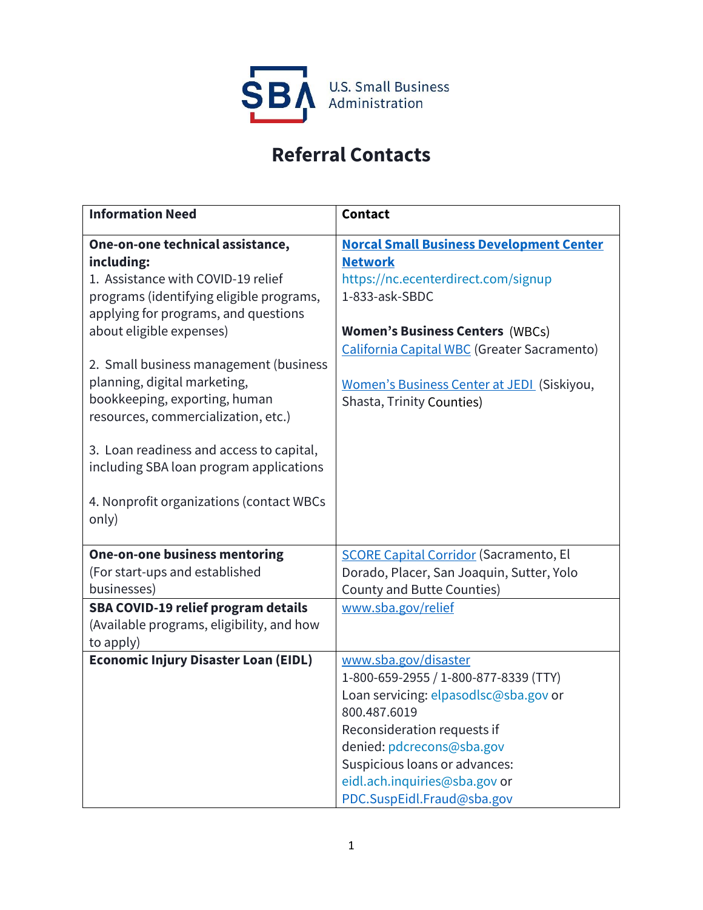U.S. Small Business Administration

# Referral Contacts

| Information Need | Contact |
|---|---|
| **One-on-one technical assistance, including:**<br>1. Assistance with COVID-19 relief programs (identifying eligible programs, applying for programs, and questions about eligible expenses)<br><br>2. Small business management (business planning, digital marketing, bookkeeping, exporting, human resources, commercialization, etc.)<br><br>3. Loan readiness and access to capital, including SBA loan program applications<br><br>4. Nonprofit organizations (contact WBCs only) | **Norcal Small Business Development Center Network**<br>https://nc.ecenterdirect.com/signup<br>1-833-ask-SBDC<br><br>**Women's Business Centers** (WBCs)<br>California Capital WBC (Greater Sacramento)<br><br>Women's Business Center at JEDI (Siskiyou, Shasta, Trinity Counties) |
| **One-on-one business mentoring** (For start-ups and established businesses) | SCORE Capital Corridor (Sacramento, El Dorado, Placer, San Joaquin, Sutter, Yolo County and Butte Counties) |
| **SBA COVID-19 relief program details** (Available programs, eligibility, and how to apply) | www.sba.gov/relief |
| **Economic Injury Disaster Loan (EIDL)** | www.sba.gov/disaster<br>1-800-659-2955 / 1-800-877-8339 (TTY)<br>Loan servicing: elpasodlsc@sba.gov or 800.487.6019<br>Reconsideration requests if denied: pdcrecons@sba.gov<br>Suspicious loans or advances: eidl.ach.inquiries@sba.gov or PDC.SuspEidl.Fraud@sba.gov |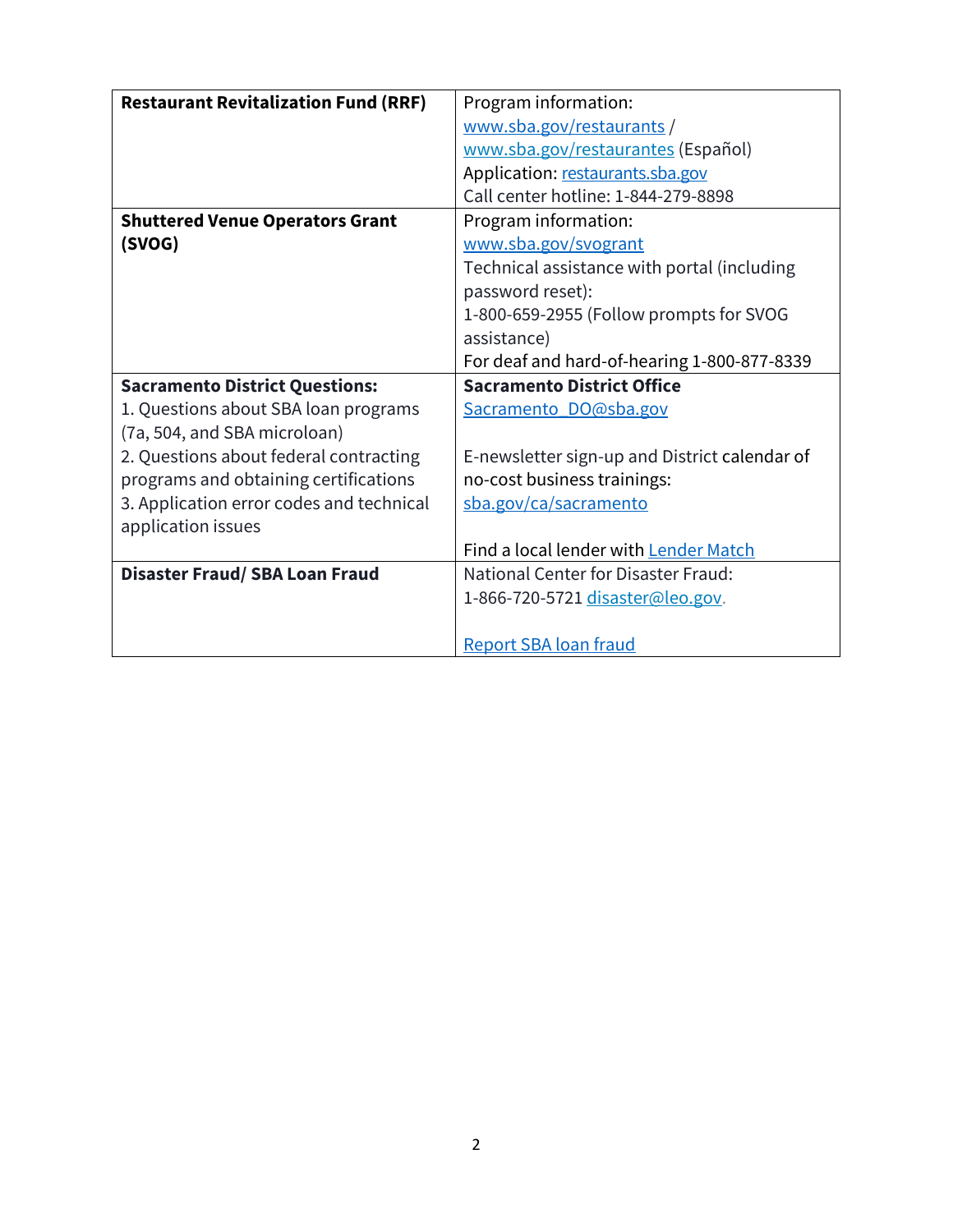| | |
|---|---|
| **Restaurant Revitalization Fund (RRF)** | Program information:<br>www.sba.gov/restaurants /<br>www.sba.gov/restaurantes (Español)<br>Application: restaurants.sba.gov<br>Call center hotline: 1-844-279-8898 |
| **Shuttered Venue Operators Grant (SVOG)** | Program information:<br>www.sba.gov/svogrant<br>Technical assistance with portal (including password reset):<br>1-800-659-2955 (Follow prompts for SVOG assistance)<br>For deaf and hard-of-hearing 1-800-877-8339 |
| **Sacramento District Questions:**<br>1. Questions about SBA loan programs (7a, 504, and SBA microloan)<br>2. Questions about federal contracting programs and obtaining certifications<br>3. Application error codes and technical application issues | **Sacramento District Office**<br>Sacramento_DO@sba.gov<br><br>E-newsletter sign-up and District calendar of no-cost business trainings:<br>sba.gov/ca/sacramento<br><br>Find a local lender with Lender Match |
| **Disaster Fraud/ SBA Loan Fraud** | National Center for Disaster Fraud:<br>1-866-720-5721 disaster@leo.gov.<br><br>Report SBA loan fraud |